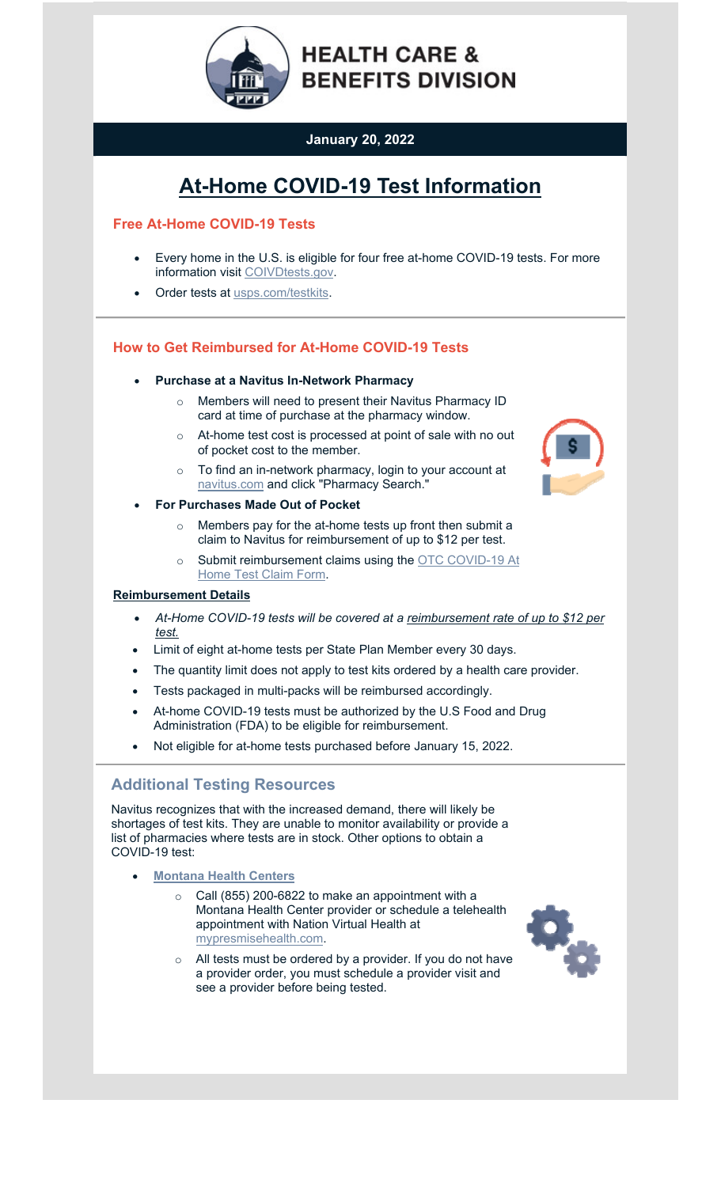# HEALTH CARE & BENEFITS DIVISION

**January 20, 2022**

## At-Home COVID-19 Test Information

### Free At-Home COVID-19 Tests

- Every home in the U.S. is eligible for four free at-home COVID-19 tests. For more information visit COIVDtests.gov.
- Order tests at usps.com/testkits.

### How to Get Reimbursed for At-Home COVID-19 Tests

- **Purchase at a Navitus In-Network Pharmacy**
  - Members will need to present their Navitus Pharmacy ID card at time of purchase at the pharmacy window.
  - At-home test cost is processed at point of sale with no out of pocket cost to the member.
  - To find an in-network pharmacy, login to your account at navitus.com and click "Pharmacy Search."
- **For Purchases Made Out of Pocket**
  - Members pay for the at-home tests up front then submit a claim to Navitus for reimbursement of up to $12 per test.
  - Submit reimbursement claims using the OTC COVID-19 At Home Test Claim Form.

**Reimbursement Details**

- *At-Home COVID-19 tests will be covered at a reimbursement rate of up to $12 per test.*
- Limit of eight at-home tests per State Plan Member every 30 days.
- The quantity limit does not apply to test kits ordered by a health care provider.
- Tests packaged in multi-packs will be reimbursed accordingly.
- At-home COVID-19 tests must be authorized by the U.S Food and Drug Administration (FDA) to be eligible for reimbursement.
- Not eligible for at-home tests purchased before January 15, 2022.

### Additional Testing Resources

Navitus recognizes that with the increased demand, there will likely be shortages of test kits. They are unable to monitor availability or provide a list of pharmacies where tests are in stock. Other options to obtain a COVID-19 test:

- **Montana Health Centers**
  - Call (855) 200-6822 to make an appointment with a Montana Health Center provider or schedule a telehealth appointment with Nation Virtual Health at mypresmisehealth.com.
  - All tests must be ordered by a provider. If you do not have a provider order, you must schedule a provider visit and see a provider before being tested.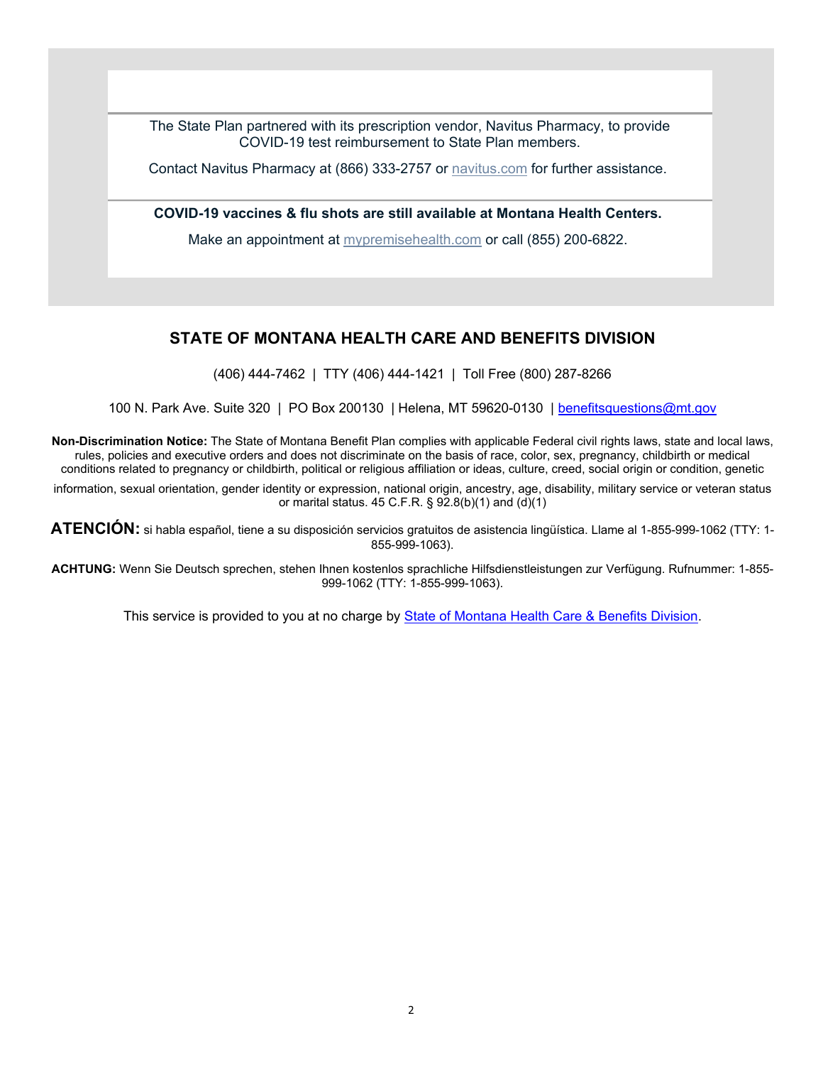The State Plan partnered with its prescription vendor, Navitus Pharmacy, to provide COVID-19 test reimbursement to State Plan members.

Contact Navitus Pharmacy at (866) 333-2757 or navitus.com for further assistance.

---

**COVID-19 vaccines & flu shots are still available at Montana Health Centers.**

Make an appointment at mypremisehealth.com or call (855) 200-6822.

## STATE OF MONTANA HEALTH CARE AND BENEFITS DIVISION

(406) 444-7462 | TTY (406) 444-1421 | Toll Free (800) 287-8266

100 N. Park Ave. Suite 320 | PO Box 200130 | Helena, MT 59620-0130 | benefitsquestions@mt.gov

**Non-Discrimination Notice:** The State of Montana Benefit Plan complies with applicable Federal civil rights laws, state and local laws, rules, policies and executive orders and does not discriminate on the basis of race, color, sex, pregnancy, childbirth or medical conditions related to pregnancy or childbirth, political or religious affiliation or ideas, culture, creed, social origin or condition, genetic information, sexual orientation, gender identity or expression, national origin, ancestry, age, disability, military service or veteran status or marital status. 45 C.F.R. § 92.8(b)(1) and (d)(1)

**ATENCIÓN:** si habla español, tiene a su disposición servicios gratuitos de asistencia lingüística. Llame al 1-855-999-1062 (TTY: 1-855-999-1063).

**ACHTUNG:** Wenn Sie Deutsch sprechen, stehen Ihnen kostenlos sprachliche Hilfsdienstleistungen zur Verfügung. Rufnummer: 1-855-999-1062 (TTY: 1-855-999-1063).

This service is provided to you at no charge by State of Montana Health Care & Benefits Division.